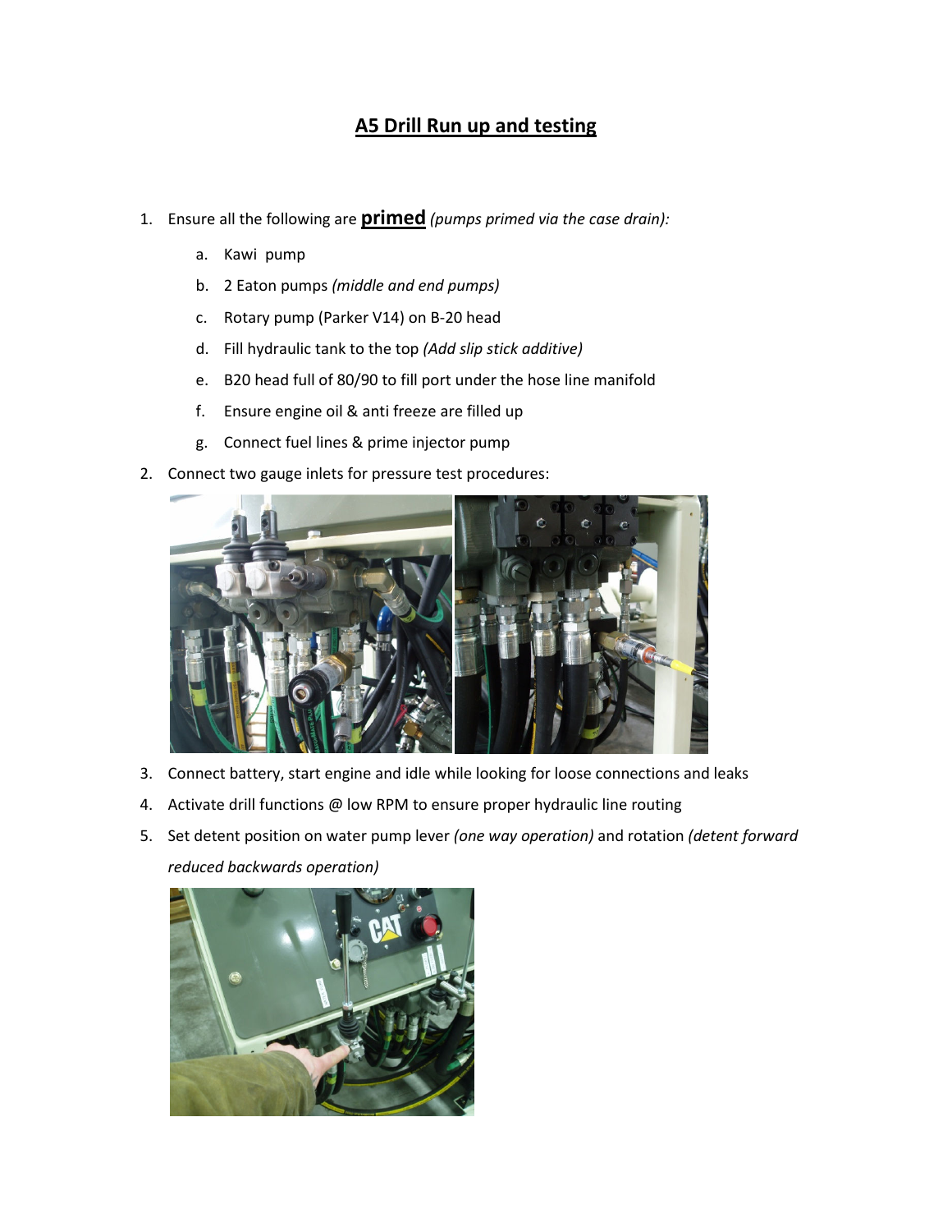# A5 Drill Run up and testing

1. Ensure all the following are **primed** *(pumps primed via the case drain):*
   a. Kawi pump
   b. 2 Eaton pumps *(middle and end pumps)*
   c. Rotary pump (Parker V14) on B-20 head
   d. Fill hydraulic tank to the top *(Add slip stick additive)*
   e. B20 head full of 80/90 to fill port under the hose line manifold
   f. Ensure engine oil & anti freeze are filled up
   g. Connect fuel lines & prime injector pump
2. Connect two gauge inlets for pressure test procedures:
3. Connect battery, start engine and idle while looking for loose connections and leaks
4. Activate drill functions @ low RPM to ensure proper hydraulic line routing
5. Set detent position on water pump lever *(one way operation)* and rotation *(detent forward reduced backwards operation)*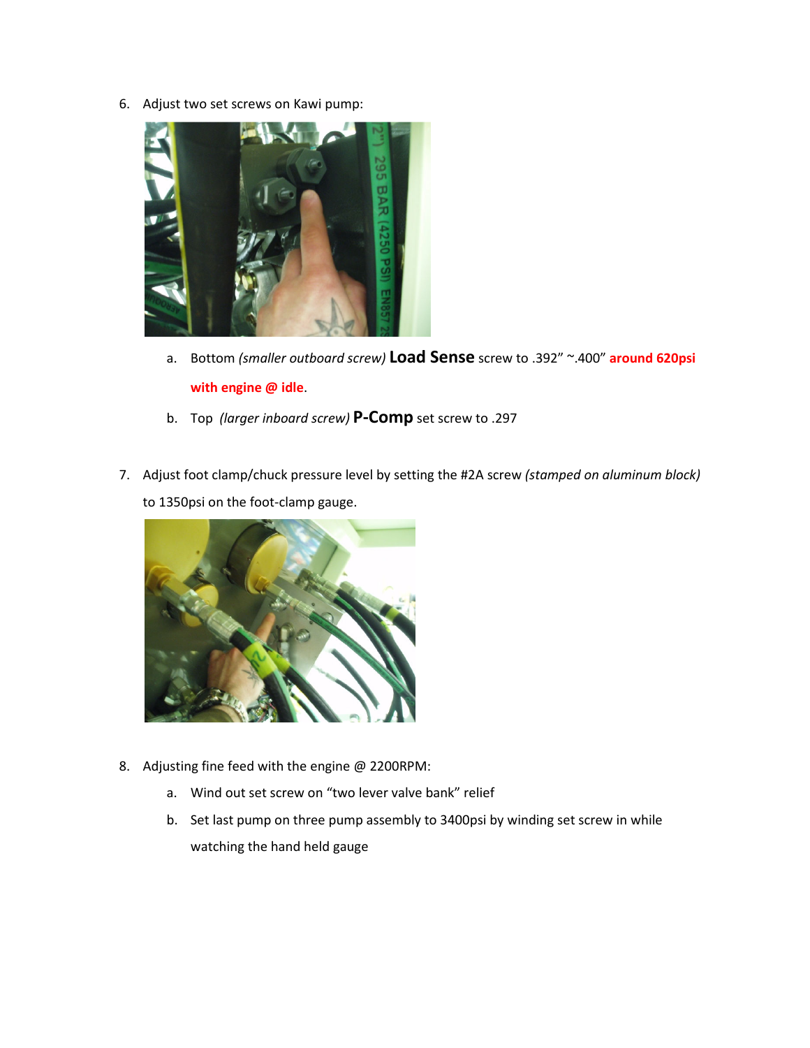6. Adjust two set screws on Kawi pump:

    a. Bottom *(smaller outboard screw)* **Load Sense** screw to .392" ~.400" **around 620psi with engine @ idle**.

    b. Top *(larger inboard screw)* **P-Comp** set screw to .297

7. Adjust foot clamp/chuck pressure level by setting the #2A screw *(stamped on aluminum block)* to 1350psi on the foot-clamp gauge.

8. Adjusting fine feed with the engine @ 2200RPM:

    a. Wind out set screw on "two lever valve bank" relief

    b. Set last pump on three pump assembly to 3400psi by winding set screw in while watching the hand held gauge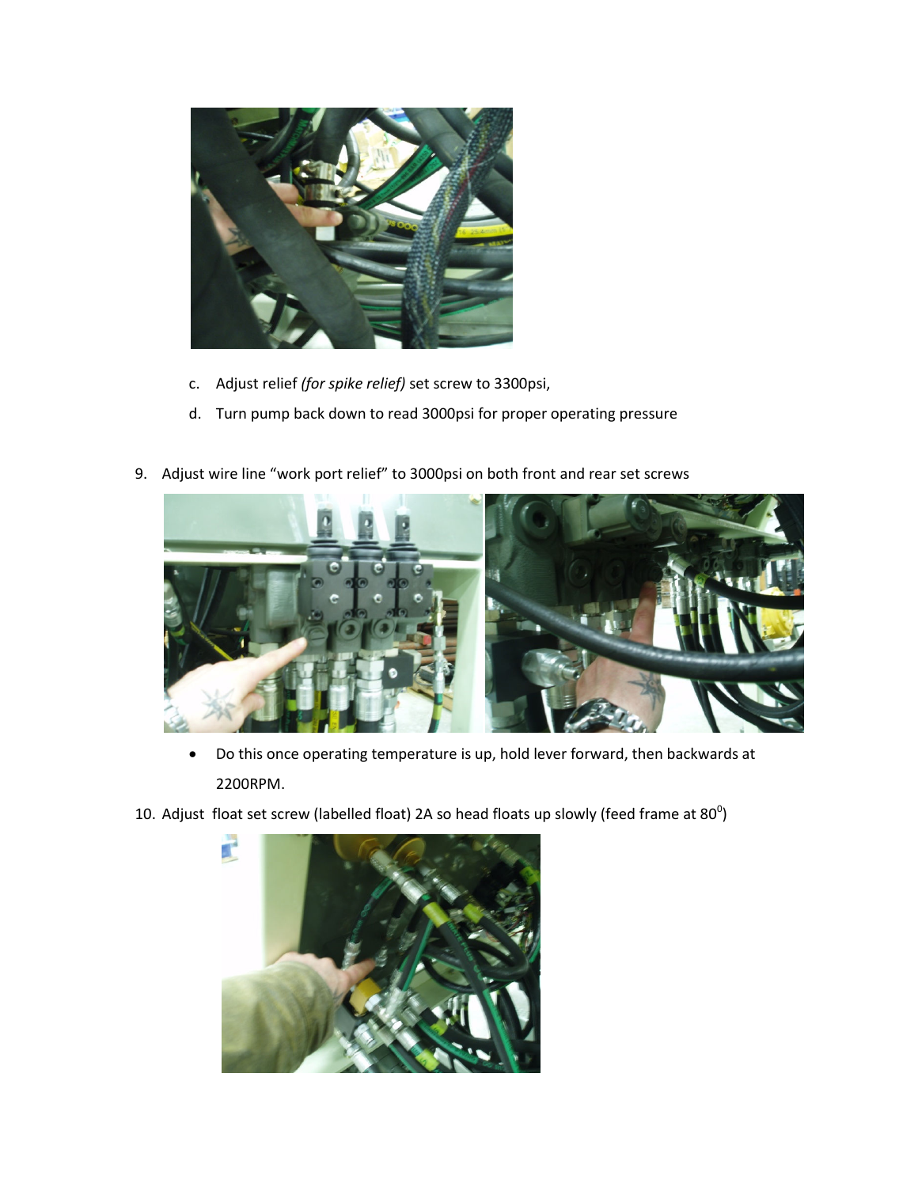c. Adjust relief *(for spike relief)* set screw to 3300psi,

d. Turn pump back down to read 3000psi for proper operating pressure

9. Adjust wire line "work port relief" to 3000psi on both front and rear set screws

- Do this once operating temperature is up, hold lever forward, then backwards at 2200RPM.

10. Adjust float set screw (labelled float) 2A so head floats up slowly (feed frame at $80^0$)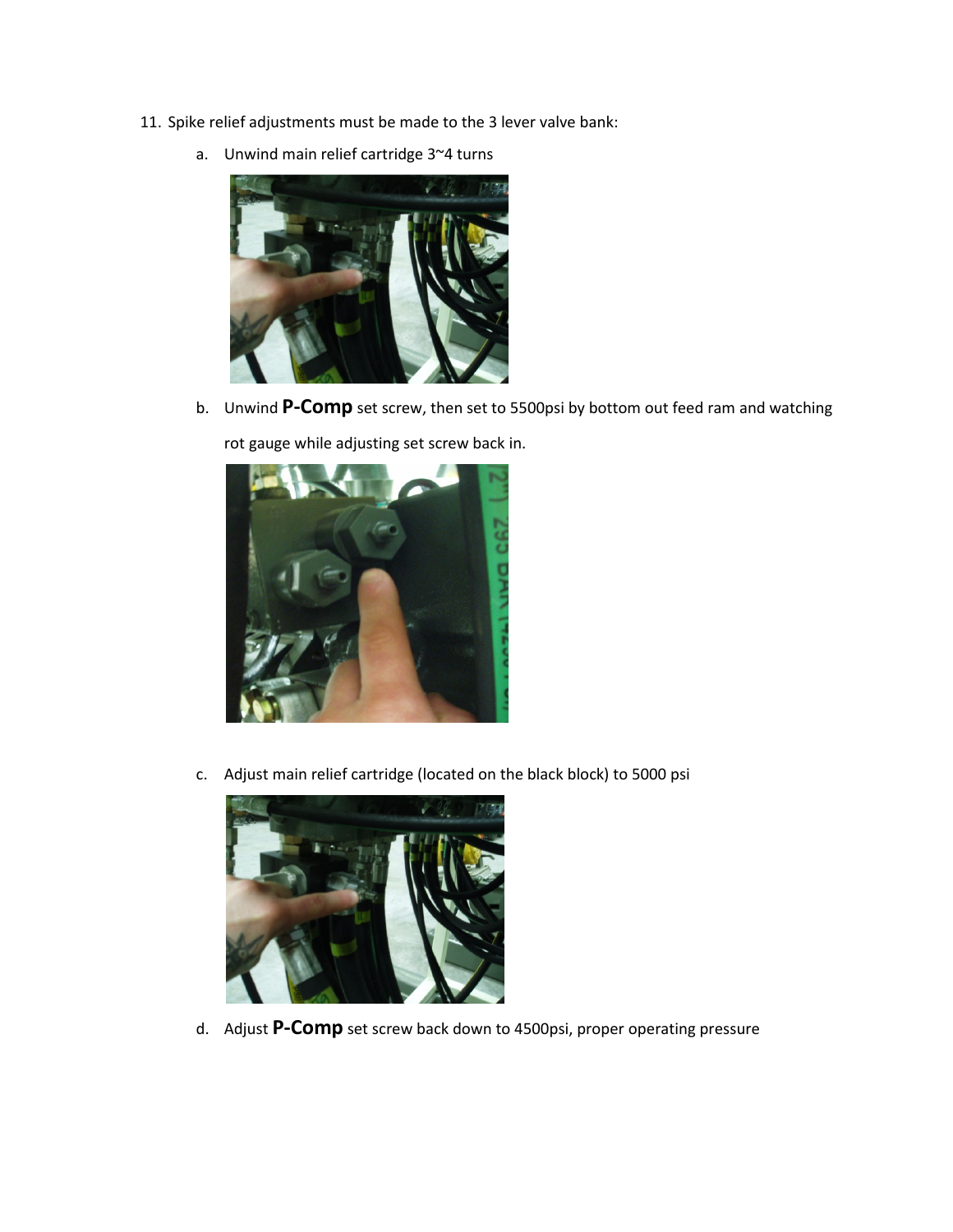11. Spike relief adjustments must be made to the 3 lever valve bank:

    a. Unwind main relief cartridge 3~4 turns

    b. Unwind **P-Comp** set screw, then set to 5500psi by bottom out feed ram and watching rot gauge while adjusting set screw back in.

    c. Adjust main relief cartridge (located on the black block) to 5000 psi

    d. Adjust **P-Comp** set screw back down to 4500psi, proper operating pressure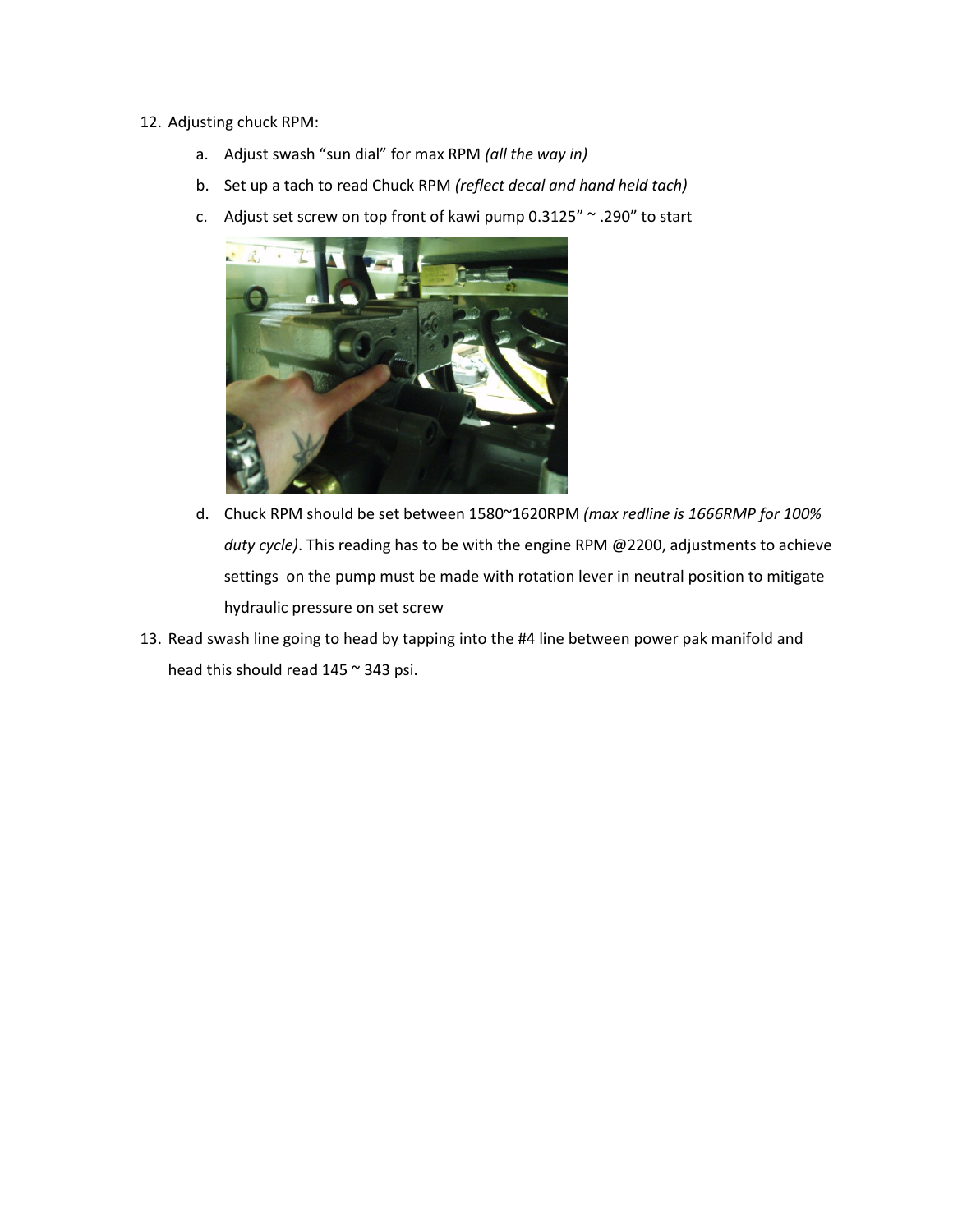12. Adjusting chuck RPM:

    a. Adjust swash "sun dial" for max RPM *(all the way in)*

    b. Set up a tach to read Chuck RPM *(reflect decal and hand held tach)*

    c. Adjust set screw on top front of kawi pump 0.3125" ~ .290" to start

    d. Chuck RPM should be set between 1580~1620RPM *(max redline is 1666RMP for 100% duty cycle)*. This reading has to be with the engine RPM @2200, adjustments to achieve settings on the pump must be made with rotation lever in neutral position to mitigate hydraulic pressure on set screw

13. Read swash line going to head by tapping into the #4 line between power pak manifold and head this should read 145 ~ 343 psi.